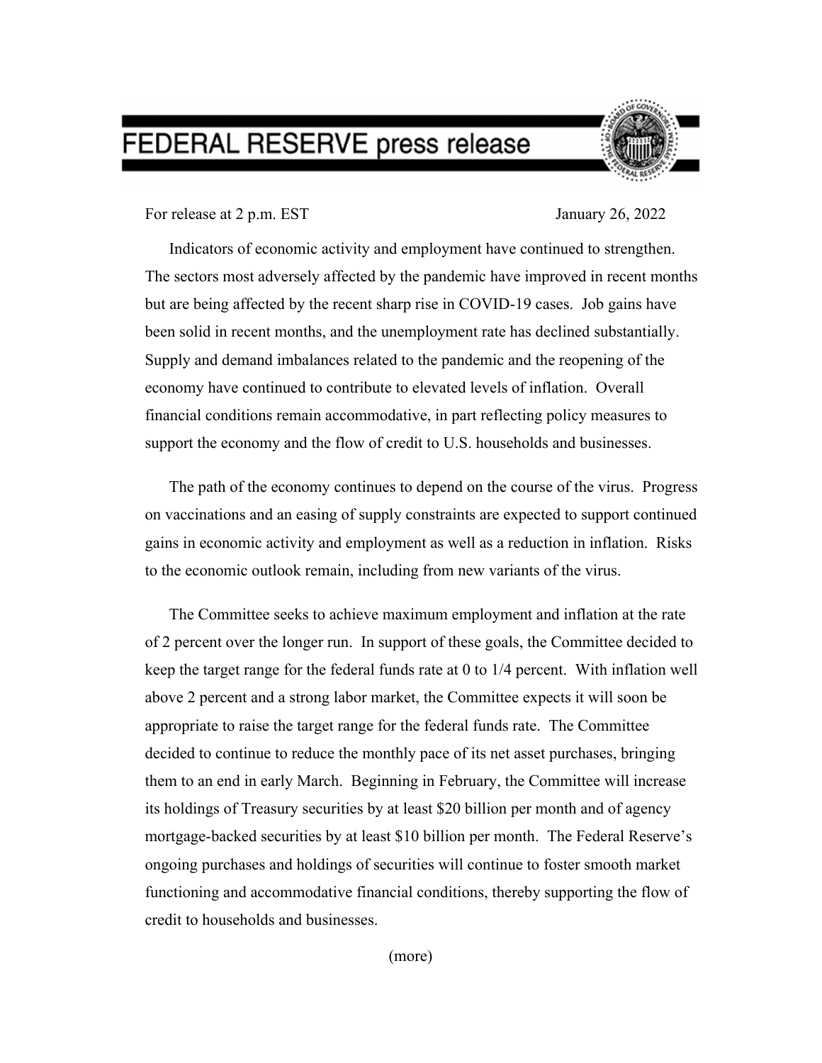# FEDERAL RESERVE press release

For release at 2 p.m. EST

January 26, 2022

Indicators of economic activity and employment have continued to strengthen. The sectors most adversely affected by the pandemic have improved in recent months but are being affected by the recent sharp rise in COVID-19 cases. Job gains have been solid in recent months, and the unemployment rate has declined substantially. Supply and demand imbalances related to the pandemic and the reopening of the economy have continued to contribute to elevated levels of inflation. Overall financial conditions remain accommodative, in part reflecting policy measures to support the economy and the flow of credit to U.S. households and businesses.

The path of the economy continues to depend on the course of the virus. Progress on vaccinations and an easing of supply constraints are expected to support continued gains in economic activity and employment as well as a reduction in inflation. Risks to the economic outlook remain, including from new variants of the virus.

The Committee seeks to achieve maximum employment and inflation at the rate of 2 percent over the longer run. In support of these goals, the Committee decided to keep the target range for the federal funds rate at 0 to 1/4 percent. With inflation well above 2 percent and a strong labor market, the Committee expects it will soon be appropriate to raise the target range for the federal funds rate. The Committee decided to continue to reduce the monthly pace of its net asset purchases, bringing them to an end in early March. Beginning in February, the Committee will increase its holdings of Treasury securities by at least $20 billion per month and of agency mortgage-backed securities by at least $10 billion per month. The Federal Reserve's ongoing purchases and holdings of securities will continue to foster smooth market functioning and accommodative financial conditions, thereby supporting the flow of credit to households and businesses.

(more)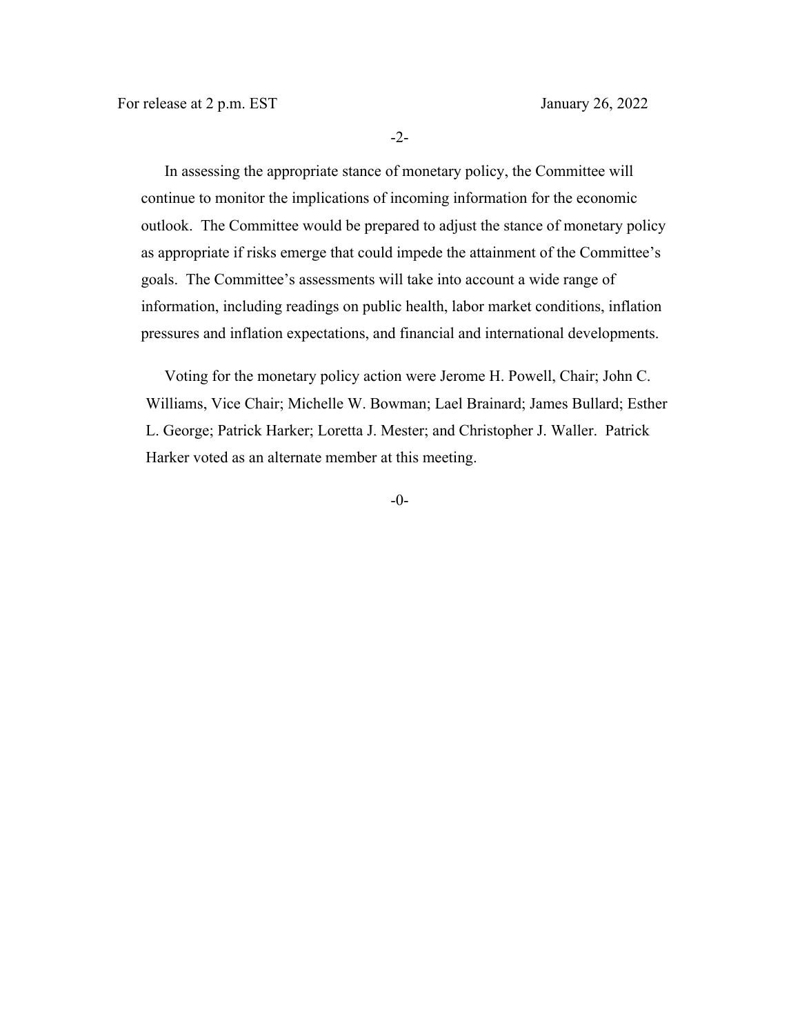In assessing the appropriate stance of monetary policy, the Committee will continue to monitor the implications of incoming information for the economic outlook. The Committee would be prepared to adjust the stance of monetary policy as appropriate if risks emerge that could impede the attainment of the Committee's goals. The Committee's assessments will take into account a wide range of information, including readings on public health, labor market conditions, inflation pressures and inflation expectations, and financial and international developments.

Voting for the monetary policy action were Jerome H. Powell, Chair; John C. Williams, Vice Chair; Michelle W. Bowman; Lael Brainard; James Bullard; Esther L. George; Patrick Harker; Loretta J. Mester; and Christopher J. Waller. Patrick Harker voted as an alternate member at this meeting.

-0-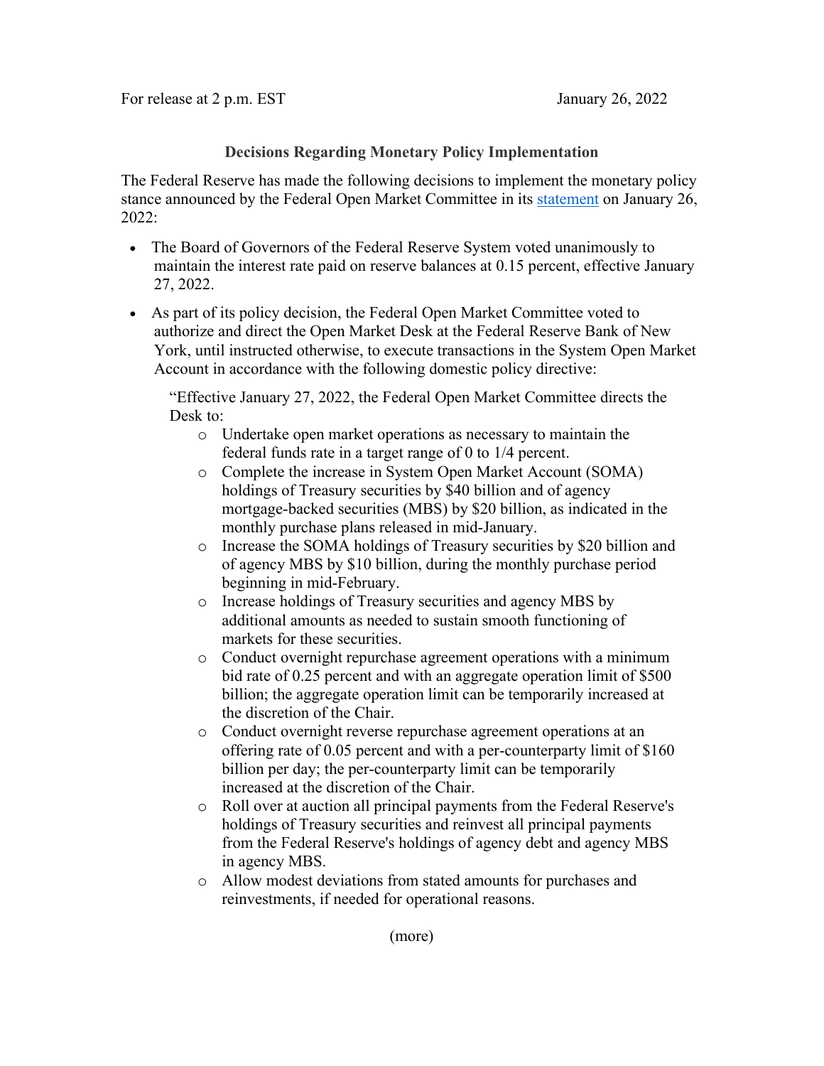For release at 2 p.m. EST January 26, 2022

**Decisions Regarding Monetary Policy Implementation**

The Federal Reserve has made the following decisions to implement the monetary policy stance announced by the Federal Open Market Committee in its statement on January 26, 2022:

- The Board of Governors of the Federal Reserve System voted unanimously to maintain the interest rate paid on reserve balances at 0.15 percent, effective January 27, 2022.
- As part of its policy decision, the Federal Open Market Committee voted to authorize and direct the Open Market Desk at the Federal Reserve Bank of New York, until instructed otherwise, to execute transactions in the System Open Market Account in accordance with the following domestic policy directive:

  "Effective January 27, 2022, the Federal Open Market Committee directs the Desk to:
  - Undertake open market operations as necessary to maintain the federal funds rate in a target range of 0 to 1/4 percent.
  - Complete the increase in System Open Market Account (SOMA) holdings of Treasury securities by $40 billion and of agency mortgage-backed securities (MBS) by $20 billion, as indicated in the monthly purchase plans released in mid-January.
  - Increase the SOMA holdings of Treasury securities by $20 billion and of agency MBS by $10 billion, during the monthly purchase period beginning in mid-February.
  - Increase holdings of Treasury securities and agency MBS by additional amounts as needed to sustain smooth functioning of markets for these securities.
  - Conduct overnight repurchase agreement operations with a minimum bid rate of 0.25 percent and with an aggregate operation limit of $500 billion; the aggregate operation limit can be temporarily increased at the discretion of the Chair.
  - Conduct overnight reverse repurchase agreement operations at an offering rate of 0.05 percent and with a per-counterparty limit of $160 billion per day; the per-counterparty limit can be temporarily increased at the discretion of the Chair.
  - Roll over at auction all principal payments from the Federal Reserve's holdings of Treasury securities and reinvest all principal payments from the Federal Reserve's holdings of agency debt and agency MBS in agency MBS.
  - Allow modest deviations from stated amounts for purchases and reinvestments, if needed for operational reasons.

(more)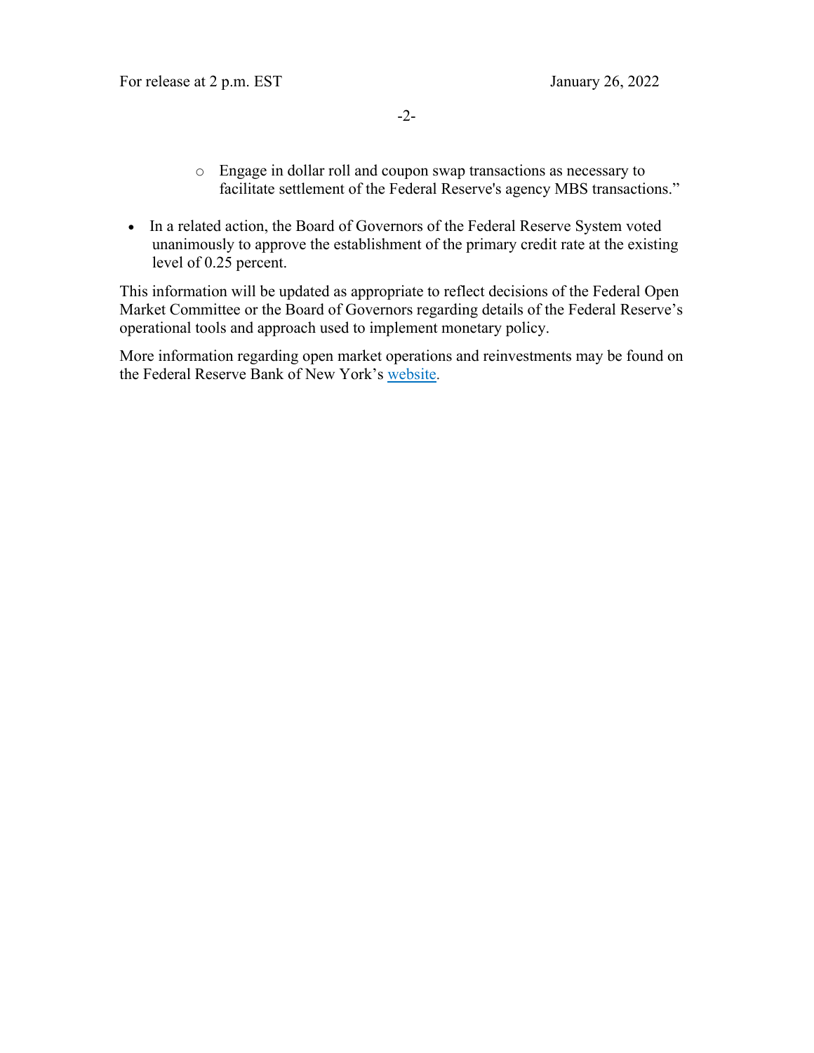- Engage in dollar roll and coupon swap transactions as necessary to facilitate settlement of the Federal Reserve's agency MBS transactions."

- In a related action, the Board of Governors of the Federal Reserve System voted unanimously to approve the establishment of the primary credit rate at the existing level of 0.25 percent.

This information will be updated as appropriate to reflect decisions of the Federal Open Market Committee or the Board of Governors regarding details of the Federal Reserve's operational tools and approach used to implement monetary policy.

More information regarding open market operations and reinvestments may be found on the Federal Reserve Bank of New York's website.